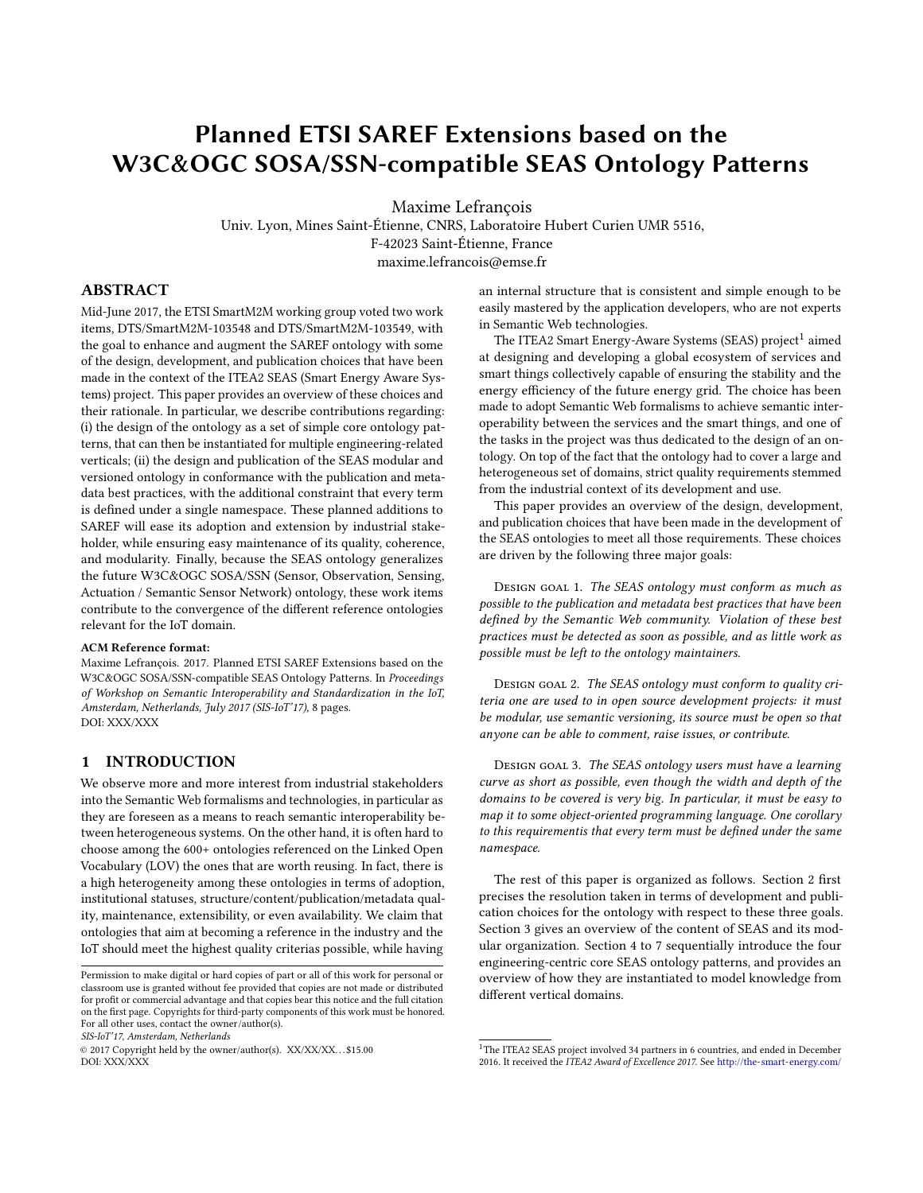# Planned ETSI SAREF Extensions based on the W3C&OGC SOSA/SSN-compatible SEAS Ontology Patterns

Maxime Lefrançois
Univ. Lyon, Mines Saint-Étienne, CNRS, Laboratoire Hubert Curien UMR 5516,
F-42023 Saint-Étienne, France
maxime.lefrancois@emse.fr

## ABSTRACT

Mid-June 2017, the ETSI SmartM2M working group voted two work items, DTS/SmartM2M-103548 and DTS/SmartM2M-103549, with the goal to enhance and augment the SAREF ontology with some of the design, development, and publication choices that have been made in the context of the ITEA2 SEAS (Smart Energy Aware Systems) project. This paper provides an overview of these choices and their rationale. In particular, we describe contributions regarding: (i) the design of the ontology as a set of simple core ontology patterns, that can then be instantiated for multiple engineering-related verticals; (ii) the design and publication of the SEAS modular and versioned ontology in conformance with the publication and metadata best practices, with the additional constraint that every term is defined under a single namespace. These planned additions to SAREF will ease its adoption and extension by industrial stakeholder, while ensuring easy maintenance of its quality, coherence, and modularity. Finally, because the SEAS ontology generalizes the future W3C&OGC SOSA/SSN (Sensor, Observation, Sensing, Actuation / Semantic Sensor Network) ontology, these work items contribute to the convergence of the different reference ontologies relevant for the IoT domain.

**ACM Reference format:**
Maxime Lefrançois. 2017. Planned ETSI SAREF Extensions based on the W3C&OGC SOSA/SSN-compatible SEAS Ontology Patterns. In *Proceedings of Workshop on Semantic Interoperability and Standardization in the IoT, Amsterdam, Netherlands, July 2017 (SIS-IoT'17)*, 8 pages.
DOI: XXX/XXX

## 1 INTRODUCTION

We observe more and more interest from industrial stakeholders into the Semantic Web formalisms and technologies, in particular as they are foreseen as a means to reach semantic interoperability between heterogeneous systems. On the other hand, it is often hard to choose among the 600+ ontologies referenced on the Linked Open Vocabulary (LOV) the ones that are worth reusing. In fact, there is a high heterogeneity among these ontologies in terms of adoption, institutional statuses, structure/content/publication/metadata quality, maintenance, extensibility, or even availability. We claim that ontologies that aim at becoming a reference in the industry and the IoT should meet the highest quality criterias possible, while having an internal structure that is consistent and simple enough to be easily mastered by the application developers, who are not experts in Semantic Web technologies.

The ITEA2 Smart Energy-Aware Systems (SEAS) project[1] aimed at designing and developing a global ecosystem of services and smart things collectively capable of ensuring the stability and the energy efficiency of the future energy grid. The choice has been made to adopt Semantic Web formalisms to achieve semantic interoperability between the services and the smart things, and one of the tasks in the project was thus dedicated to the design of an ontology. On top of the fact that the ontology had to cover a large and heterogeneous set of domains, strict quality requirements stemmed from the industrial context of its development and use.

This paper provides an overview of the design, development, and publication choices that have been made in the development of the SEAS ontologies to meet all those requirements. These choices are driven by the following three major goals:

Design goal 1. *The SEAS ontology must conform as much as possible to the publication and metadata best practices that have been defined by the Semantic Web community. Violation of these best practices must be detected as soon as possible, and as little work as possible must be left to the ontology maintainers.*

Design goal 2. *The SEAS ontology must conform to quality criteria one are used to in open source development projects: it must be modular, use semantic versioning, its source must be open so that anyone can be able to comment, raise issues, or contribute.*

Design goal 3. *The SEAS ontology users must have a learning curve as short as possible, even though the width and depth of the domains to be covered is very big. In particular, it must be easy to map it to some object-oriented programming language. One corollary to this requirementis that every term must be defined under the same namespace.*

The rest of this paper is organized as follows. Section 2 first precises the resolution taken in terms of development and publication choices for the ontology with respect to these three goals. Section 3 gives an overview of the content of SEAS and its modular organization. Section 4 to 7 sequentially introduce the four engineering-centric core SEAS ontology patterns, and provides an overview of how they are instantiated to model knowledge from different vertical domains.

Permission to make digital or hard copies of part or all of this work for personal or classroom use is granted without fee provided that copies are not made or distributed for profit or commercial advantage and that copies bear this notice and the full citation on the first page. Copyrights for third-party components of this work must be honored. For all other uses, contact the owner/author(s).
*SIS-IoT'17, Amsterdam, Netherlands*
© 2017 Copyright held by the owner/author(s). XX/XX/XX...$15.00
DOI: XXX/XXX

[1] The ITEA2 SEAS project involved 34 partners in 6 countries, and ended in December 2016. It received the *ITEA2 Award of Excellence 2017*. See http://the-smart-energy.com/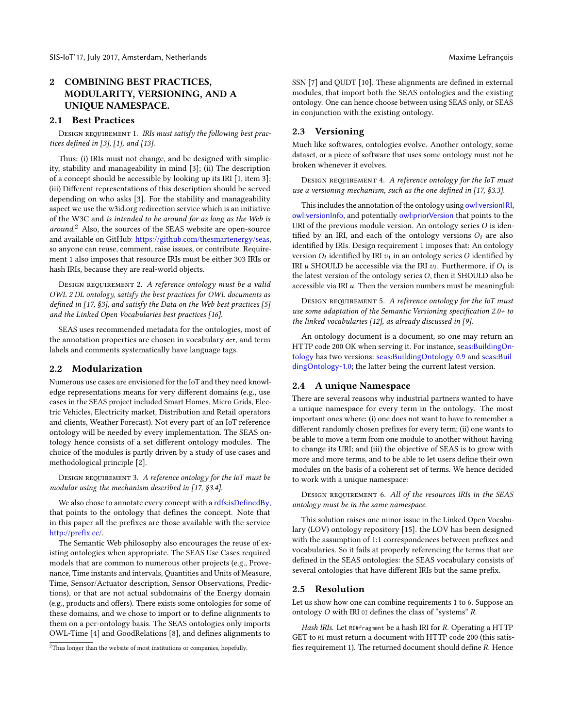## 2 COMBINING BEST PRACTICES, MODULARITY, VERSIONING, AND A UNIQUE NAMESPACE.

### 2.1 Best Practices

Design requirement 1. *IRIs must satisfy the following best practices defined in [3], [1], and [13].*

Thus: (i) IRIs must not change, and be designed with simplicity, stability and manageability in mind [3]; (ii) The description of a concept should be accessible by looking up its IRI [1, item 3]; (iii) Different representations of this description should be served depending on who asks [3]. For the stability and manageability aspect we use the w3id.org redirection service which is an initiative of the W3C and *is intended to be around for as long as the Web is around*.[2] Also, the sources of the SEAS website are open-source and available on GitHub: https://github.com/thesmartenergy/seas, so anyone can reuse, comment, raise issues, or contribute. Requirement 1 also imposes that resource IRIs must be either 303 IRIs or hash IRIs, because they are real-world objects.

Design requirement 2. *A reference ontology must be a valid OWL 2 DL ontology, satisfy the best practices for OWL documents as defined in [17, §3], and satisfy the Data on the Web best practices [5] and the Linked Open Vocabularies best practices [16].*

SEAS uses recommended metadata for the ontologies, most of the annotation properties are chosen in vocabulary `dct`, and term labels and comments systematically have language tags.

### 2.2 Modularization

Numerous use cases are envisioned for the IoT and they need knowledge representations means for very different domains (e.g., use cases in the SEAS project included Smart Homes, Micro Grids, Electric Vehicles, Electricity market, Distribution and Retail operators and clients, Weather Forecast). Not every part of an IoT reference ontology will be needed by every implementation. The SEAS ontology hence consists of a set different ontology modules. The choice of the modules is partly driven by a study of use cases and methodological principle [2].

Design requirement 3. *A reference ontology for the IoT must be modular using the mechanism described in [17, §3.4].*

We also chose to annotate every concept with a rdfs:isDefinedBy, that points to the ontology that defines the concept. Note that in this paper all the prefixes are those available with the service http://prefix.cc/.

The Semantic Web philosophy also encourages the reuse of existing ontologies when appropriate. The SEAS Use Cases required models that are common to numerous other projects (e.g., Provenance, Time instants and intervals, Quantities and Units of Measure, Time, Sensor/Actuator description, Sensor Observations, Predictions), or that are not actual subdomains of the Energy domain (e.g., products and offers). There exists some ontologies for some of these domains, and we chose to import or to define alignments to them on a per-ontology basis. The SEAS ontologies only imports OWL-Time [4] and GoodRelations [8], and defines alignments to SSN [7] and QUDT [10]. These alignments are defined in external modules, that import both the SEAS ontologies and the existing ontology. One can hence choose between using SEAS only, or SEAS in conjunction with the existing ontology.

### 2.3 Versioning

Much like softwares, ontologies evolve. Another ontology, some dataset, or a piece of software that uses some ontology must not be broken whenever it evolves.

Design requirement 4. *A reference ontology for the IoT must use a versioning mechanism, such as the one defined in [17, §3.3].*

This includes the annotation of the ontology using owl:versionIRI, owl:versionInfo, and potentially owl:priorVersion that points to the URI of the previous module version. An ontology series $O$ is identified by an IRI, and each of the ontology versions $O_i$ are also identified by IRIs. Design requirement 1 imposes that: An ontology version $O_i$ identified by IRI $v_i$ in an ontology series $O$ identified by IRI $u$ SHOULD be accessible via the IRI $v_i$. Furthermore, if $O_i$ is the latest version of the ontology series $O$, then it SHOULD also be accessible via IRI $u$. Then the version numbers must be meaningful:

Design requirement 5. *A reference ontology for the IoT must use some adaptation of the Semantic Versioning specification 2.0+ to the linked vocabularies [12], as already discussed in [9].*

An ontology document is a document, so one may return an HTTP code 200 OK when serving it. For instance, seas:BuildingOntology has two versions: seas:BuildingOntology-0.9 and seas:BuildingOntology-1.0; the latter being the current latest version.

### 2.4 A unique Namespace

There are several reasons why industrial partners wanted to have a unique namespace for every term in the ontology. The most important ones where: (i) one does not want to have to remember a different randomly chosen prefixes for every term; (ii) one wants to be able to move a term from one module to another without having to change its URI; and (iii) the objective of SEAS is to grow with more and more terms, and to be able to let users define their own modules on the basis of a coherent set of terms. We hence decided to work with a unique namespace:

Design requirement 6. *All of the resources IRIs in the SEAS ontology must be in the same namespace.*

This solution raises one minor issue in the Linked Open Vocabulary (LOV) ontology repository [15]. the LOV has been designed with the assumption of 1:1 correspondences between prefixes and vocabularies. So it fails at properly referencing the terms that are defined in the SEAS ontologies: the SEAS vocabulary consists of several ontologies that have different IRIs but the same prefix.

### 2.5 Resolution

Let us show how one can combine requirements 1 to 6. Suppose an ontology $O$ with IRI `OI` defines the class of "systems" $R$.

*Hash IRIs.* Let `RI#fragment` be a hash IRI for $R$. Operating a HTTP GET to `RI` must return a document with HTTP code 200 (this satisfies requirement 1). The returned document should define $R$. Hence

[2] Thus longer than the website of most institutions or companies, hopefully.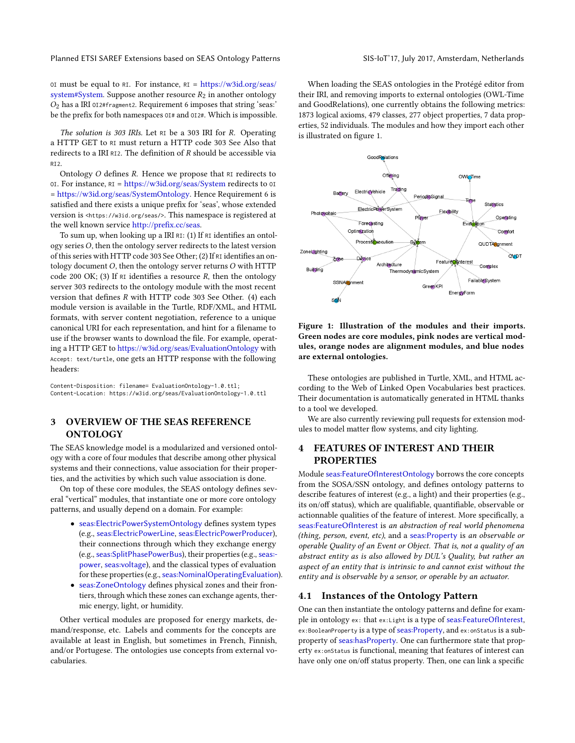OI must be equal to RI. For instance, RI = https://w3id.org/seas/system#System. Suppose another resource $R_2$ in another ontology $O_2$ has a IRI OI2#fragment2. Requirement 6 imposes that string 'seas:' be the prefix for both namespaces OI# and OI2#. Which is impossible.

*The solution is 303 IRIs.* Let RI be a 303 IRI for $R$. Operating a HTTP GET to RI must return a HTTP code 303 See Also that redirects to a IRI RI2. The definition of $R$ should be accessible via RI2.

Ontology $O$ defines $R$. Hence we propose that RI redirects to OI. For instance, RI = https://w3id.org/seas/System redirects to OI = https://w3id.org/seas/SystemOntology. Hence Requirement 6 is satisfied and there exists a unique prefix for 'seas', whose extended version is <https://w3id.org/seas/>. This namespace is registered at the well known service http://prefix.cc/seas.

To sum up, when looking up a IRI RI: (1) If RI identifies an ontology series $O$, then the ontology server redirects to the latest version of this series with HTTP code 303 See Other; (2) If RI identifies an ontology document $O$, then the ontology server returns $O$ with HTTP code 200 OK; (3) If RI identifies a resource $R$, then the ontology server 303 redirects to the ontology module with the most recent version that defines $R$ with HTTP code 303 See Other. (4) each module version is available in the Turtle, RDF/XML, and HTML formats, with server content negotiation, reference to a unique canonical URI for each representation, and hint for a filename to use if the browser wants to download the file. For example, operating a HTTP GET to https://w3id.org/seas/EvaluationOntology with Accept: text/turtle, one gets an HTTP response with the following headers:

```
Content-Disposition: filename= EvaluationOntology-1.0.ttl;
Content-Location: https://w3id.org/seas/EvaluationOntology-1.0.ttl
```

## 3 OVERVIEW OF THE SEAS REFERENCE ONTOLOGY

The SEAS knowledge model is a modularized and versioned ontology with a core of four modules that describe among other physical systems and their connections, value association for their properties, and the activities by which such value association is done.

On top of these core modules, the SEAS ontology defines several "vertical" modules, that instantiate one or more core ontology patterns, and usually depend on a domain. For example:

- seas:ElectricPowerSystemOntology defines system types (e.g., seas:ElectricPowerLine, seas:ElectricPowerProducer), their connections through which they exchange energy (e.g., seas:SplitPhasePowerBus), their properties (e.g., seas:power, seas:voltage), and the classical types of evaluation for these properties (e.g., seas:NominalOperatingEvaluation).
- seas:ZoneOntology defines physical zones and their frontiers, through which these zones can exchange agents, thermic energy, light, or humidity.

Other vertical modules are proposed for energy markets, demand/response, etc. Labels and comments for the concepts are available at least in English, but sometimes in French, Finnish, and/or Portugese. The ontologies use concepts from external vocabularies.

When loading the SEAS ontologies in the Protégé editor from their IRI, and removing imports to external ontologies (OWL-Time and GoodRelations), one currently obtains the following metrics: 1873 logical axioms, 479 classes, 277 object properties, 7 data properties, 52 individuals. The modules and how they import each other is illustrated on figure 1.

**Figure 1: Illustration of the modules and their imports. Green nodes are core modules, pink nodes are vertical modules, orange nodes are alignment modules, and blue nodes are external ontologies.**

These ontologies are published in Turtle, XML, and HTML according to the Web of Linked Open Vocabularies best practices. Their documentation is automatically generated in HTML thanks to a tool we developed.

We are also currently reviewing pull requests for extension modules to model matter flow systems, and city lighting.

## 4 FEATURES OF INTEREST AND THEIR PROPERTIES

Module seas:FeatureOfInterestOntology borrows the core concepts from the SOSA/SSN ontology, and defines ontology patterns to describe features of interest (e.g., a light) and their properties (e.g., its on/off status), which are qualifiable, quantifiable, observable or actionnable qualities of the feature of interest. More specifically, a seas:FeatureOfInterest is *an abstraction of real world phenomena (thing, person, event, etc)*, and a seas:Property is *an observable or operable Quality of an Event or Object. That is, not a quality of an abstract entity as is also allowed by DUL's Quality, but rather an aspect of an entity that is intrinsic to and cannot exist without the entity and is observable by a sensor, or operable by an actuator.*

### 4.1 Instances of the Ontology Pattern

One can then instantiate the ontology patterns and define for example in ontology ex: that ex:Light is a type of seas:FeatureOfInterest, ex:BooleanProperty is a type of seas:Property, and ex:onStatus is a subproperty of seas:hasProperty. One can furthermore state that property ex:onStatus is functional, meaning that features of interest can have only one on/off status property. Then, one can link a specific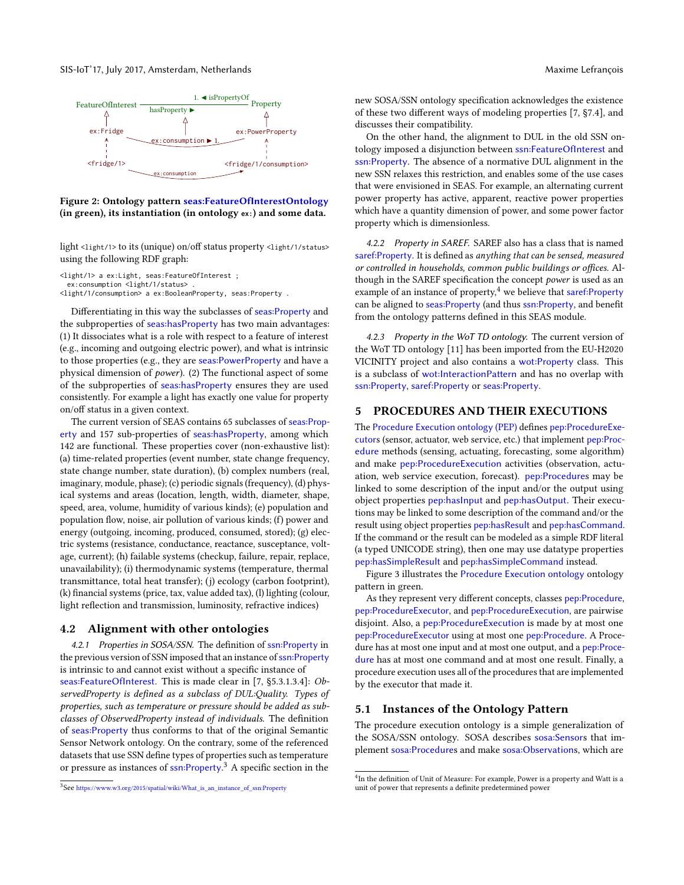Figure 2: Ontology pattern seas:FeatureOfInterestOntology (in green), its instantiation (in ontology ex:) and some data.

light <light/1> to its (unique) on/off status property <light/1/status> using the following RDF graph:

```
<light/1> a ex:Light, seas:FeatureOfInterest ;
  ex:consumption <light/1/status> .
<light/1/consumption> a ex:BooleanProperty, seas:Property .
```

Differentiating in this way the subclasses of seas:Property and the subproperties of seas:hasProperty has two main advantages: (1) It dissociates what is a role with respect to a feature of interest (e.g., incoming and outgoing electric power), and what is intrinsic to those properties (e.g., they are seas:PowerProperty and have a physical dimension of *power*). (2) The functional aspect of some of the subproperties of seas:hasProperty ensures they are used consistently. For example a light has exactly one value for property on/off status in a given context.

The current version of SEAS contains 65 subclasses of seas:Property and 157 sub-properties of seas:hasProperty, among which 142 are functional. These properties cover (non-exhaustive list): (a) time-related properties (event number, state change frequency, state change number, state duration), (b) complex numbers (real, imaginary, module, phase); (c) periodic signals (frequency), (d) physical systems and areas (location, length, width, diameter, shape, speed, area, volume, humidity of various kinds); (e) population and population flow, noise, air pollution of various kinds; (f) power and energy (outgoing, incoming, produced, consumed, stored); (g) electric systems (resistance, conductance, reactance, susceptance, voltage, current); (h) failable systems (checkup, failure, repair, replace, unavailability); (i) thermodynamic systems (temperature, thermal transmittance, total heat transfer); (j) ecology (carbon footprint), (k) financial systems (price, tax, value added tax), (l) lighting (colour, light reflection and transmission, luminosity, refractive indices)

## 4.2 Alignment with other ontologies

*4.2.1 Properties in SOSA/SSN.* The definition of ssn:Property in the previous version of SSN imposed that an instance of ssn:Property is intrinsic to and cannot exist without a specific instance of seas:FeatureOfInterest. This is made clear in [7, §5.3.1.3.4]: *ObservedProperty is defined as a subclass of DUL:Quality. Types of properties, such as temperature or pressure should be added as subclasses of ObservedProperty instead of individuals.* The definition of seas:Property thus conforms to that of the original Semantic Sensor Network ontology. On the contrary, some of the referenced datasets that use SSN define types of properties such as temperature or pressure as instances of ssn:Property.[3] A specific section in the new SOSA/SSN ontology specification acknowledges the existence of these two different ways of modeling properties [7, §7.4], and discusses their compatibility.

On the other hand, the alignment to DUL in the old SSN ontology imposed a disjunction between ssn:FeatureOfInterest and ssn:Property. The absence of a normative DUL alignment in the new SSN relaxes this restriction, and enables some of the use cases that were envisioned in SEAS. For example, an alternating current power property has active, apparent, reactive power properties which have a quantity dimension of power, and some power factor property which is dimensionless.

*4.2.2 Property in SAREF.* SAREF also has a class that is named saref:Property. It is defined as *anything that can be sensed, measured or controlled in households, common public buildings or offices.* Although in the SAREF specification the concept *power* is used as an example of an instance of property,[4] we believe that saref:Property can be aligned to seas:Property (and thus ssn:Property, and benefit from the ontology patterns defined in this SEAS module.

*4.2.3 Property in the WoT TD ontology.* The current version of the WoT TD ontology [11] has been imported from the EU-H2020 VICINITY project and also contains a wot:Property class. This is a subclass of wot:InteractionPattern and has no overlap with ssn:Property, saref:Property or seas:Property.

# 5 PROCEDURES AND THEIR EXECUTIONS

The Procedure Execution ontology (PEP) defines pep:ProcedureExecutors (sensor, actuator, web service, etc.) that implement pep:Procedure methods (sensing, actuating, forecasting, some algorithm) and make pep:ProcedureExecution activities (observation, actuation, web service execution, forecast). pep:Procedures may be linked to some description of the input and/or the output using object properties pep:hasInput and pep:hasOutput. Their executions may be linked to some description of the command and/or the result using object properties pep:hasResult and pep:hasCommand. If the command or the result can be modeled as a simple RDF literal (a typed UNICODE string), then one may use datatype properties pep:hasSimpleResult and pep:hasSimpleCommand instead.

Figure 3 illustrates the Procedure Execution ontology ontology pattern in green.

As they represent very different concepts, classes pep:Procedure, pep:ProcedureExecutor, and pep:ProcedureExecution, are pairwise disjoint. Also, a pep:ProcedureExecution is made by at most one pep:ProcedureExecutor using at most one pep:Procedure. A Procedure has at most one input and at most one output, and a pep:Procedure has at most one command and at most one result. Finally, a procedure execution uses all of the procedures that are implemented by the executor that made it.

## 5.1 Instances of the Ontology Pattern

The procedure execution ontology is a simple generalization of the SOSA/SSN ontology. SOSA describes sosa:Sensors that implement sosa:Procedures and make sosa:Observations, which are

[3] See https://www.w3.org/2015/spatial/wiki/What_is_an_instance_of_ssn:Property

[4] In the definition of Unit of Measure: For example, Power is a property and Watt is a unit of power that represents a definite predetermined power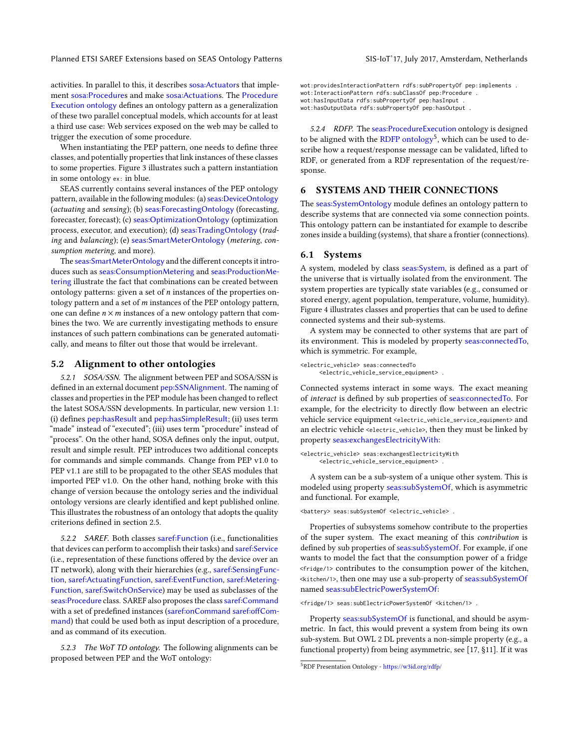activities. In parallel to this, it describes sosa:Actuators that implement sosa:Procedures and make sosa:Actuations. The Procedure Execution ontology defines an ontology pattern as a generalization of these two parallel conceptual models, which accounts for at least a third use case: Web services exposed on the web may be called to trigger the execution of some procedure.

When instantiating the PEP pattern, one needs to define three classes, and potentially properties that link instances of these classes to some properties. Figure 3 illustrates such a pattern instantiation in some ontology `ex:` in blue.

SEAS currently contains several instances of the PEP ontology pattern, available in the following modules: (a) seas:DeviceOntology (*actuating* and *sensing*); (b) seas:ForecastingOntology (forecasting, forecaster, forecast); (c) seas:OptimizationOntology (optimization process, executor, and execution); (d) seas:TradingOntology (*trading* and *balancing*); (e) seas:SmartMeterOntology (*metering*, *consumption metering*, and more).

The seas:SmartMeterOntology and the different concepts it introduces such as seas:ConsumptionMetering and seas:ProductionMetering illustrate the fact that combinations can be created between ontology patterns: given a set of $n$ instances of the properties ontology pattern and a set of $m$ instances of the PEP ontology pattern, one can define $n \times m$ instances of a new ontology pattern that combines the two. We are currently investigating methods to ensure instances of such pattern combinations can be generated automatically, and means to filter out those that would be irrelevant.

## 5.2 Alignment to other ontologies

*5.2.1 SOSA/SSN.* The alignment between PEP and SOSA/SSN is defined in an external document pep:SSNAlignment. The naming of classes and properties in the PEP module has been changed to reflect the latest SOSA/SSN developments. In particular, new version 1.1: (i) defines pep:hasResult and pep:hasSimpleResult; (ii) uses term "made" instead of "executed"; (iii) uses term "procedure" instead of "process". On the other hand, SOSA defines only the input, output, result and simple result. PEP introduces two additional concepts for commands and simple commands. Change from PEP v1.0 to PEP v1.1 are still to be propagated to the other SEAS modules that imported PEP v1.0. On the other hand, nothing broke with this change of version because the ontology series and the individual ontology versions are clearly identified and kept published online. This illustrates the robustness of an ontology that adopts the quality criterions defined in section 2.5.

*5.2.2 SAREF.* Both classes saref:Function (i.e., functionalities that devices can perform to accomplish their tasks) and saref:Service (i.e., representation of these functions offered by the device over an IT network), along with their hierarchies (e.g., saref:SensingFunction, saref:ActuatingFunction, saref:EventFunction, saref:MeteringFunction, saref:SwitchOnService) may be used as subclasses of the seas:Procedure class. SAREF also proposes the class saref:Command with a set of predefined instances (saref:onCommand saref:offCommand) that could be used both as input description of a procedure, and as command of its execution.

*5.2.3 The WoT TD ontology.* The following alignments can be proposed between PEP and the WoT ontology:

```
wot:providesInteractionPattern rdfs:subPropertyOf pep:implements .
wot:InteractionPattern rdfs:subClassOf pep:Procedure .
wot:hasInputData rdfs:subPropertyOf pep:hasInput .
wot:hasOutputData rdfs:subPropertyOf pep:hasOutput .
```

*5.2.4 RDFP.* The seas:ProcedureExecution ontology is designed to be aligned with the RDFP ontology[5], which can be used to describe how a request/response message can be validated, lifted to RDF, or generated from a RDF representation of the request/response.

# 6 SYSTEMS AND THEIR CONNECTIONS

The seas:SystemOntology module defines an ontology pattern to describe systems that are connected via some connection points. This ontology pattern can be instantiated for example to describe zones inside a building (systems), that share a frontier (connections).

## 6.1 Systems

A system, modeled by class seas:System, is defined as a part of the universe that is virtually isolated from the environment. The system properties are typically state variables (e.g., consumed or stored energy, agent population, temperature, volume, humidity). Figure 4 illustrates classes and properties that can be used to define connected systems and their sub-systems.

A system may be connected to other systems that are part of its environment. This is modeled by property seas:connectedTo, which is symmetric. For example,

```
<electric_vehicle> seas:connectedTo
    <electric_vehicle_service_equipment> .
```

Connected systems interact in some ways. The exact meaning of *interact* is defined by sub properties of seas:connectedTo. For example, for the electricity to directly flow between an electric vehicle service equipment `<electric_vehicle_service_equipment>` and an electric vehicle `<electric_vehicle>`, then they must be linked by property seas:exchangesElectricityWith:

```
<electric_vehicle> seas:exchangesElectricityWith
    <electric_vehicle_service_equipment> .
```

A system can be a sub-system of a unique other system. This is modeled using property seas:subSystemOf, which is asymmetric and functional. For example,

```
<battery> seas:subSystemOf <electric_vehicle> .
```

Properties of subsystems somehow contribute to the properties of the super system. The exact meaning of this *contribution* is defined by sub properties of seas:subSystemOf. For example, if one wants to model the fact that the consumption power of a fridge `<fridge/1>` contributes to the consumption power of the kitchen, `<kitchen/1>`, then one may use a sub-property of seas:subSystemOf named seas:subElectricPowerSystemOf:

```
<fridge/1> seas:subElectricPowerSystemOf <kitchen/1> .
```

Property seas:subSystemOf is functional, and should be asymmetric. In fact, this would prevent a system from being its own sub-system. But OWL 2 DL prevents a non-simple property (e.g., a functional property) from being asymmetric, see [17, §11]. If it was

[5] RDF Presentation Ontology - https://w3id.org/rdfp/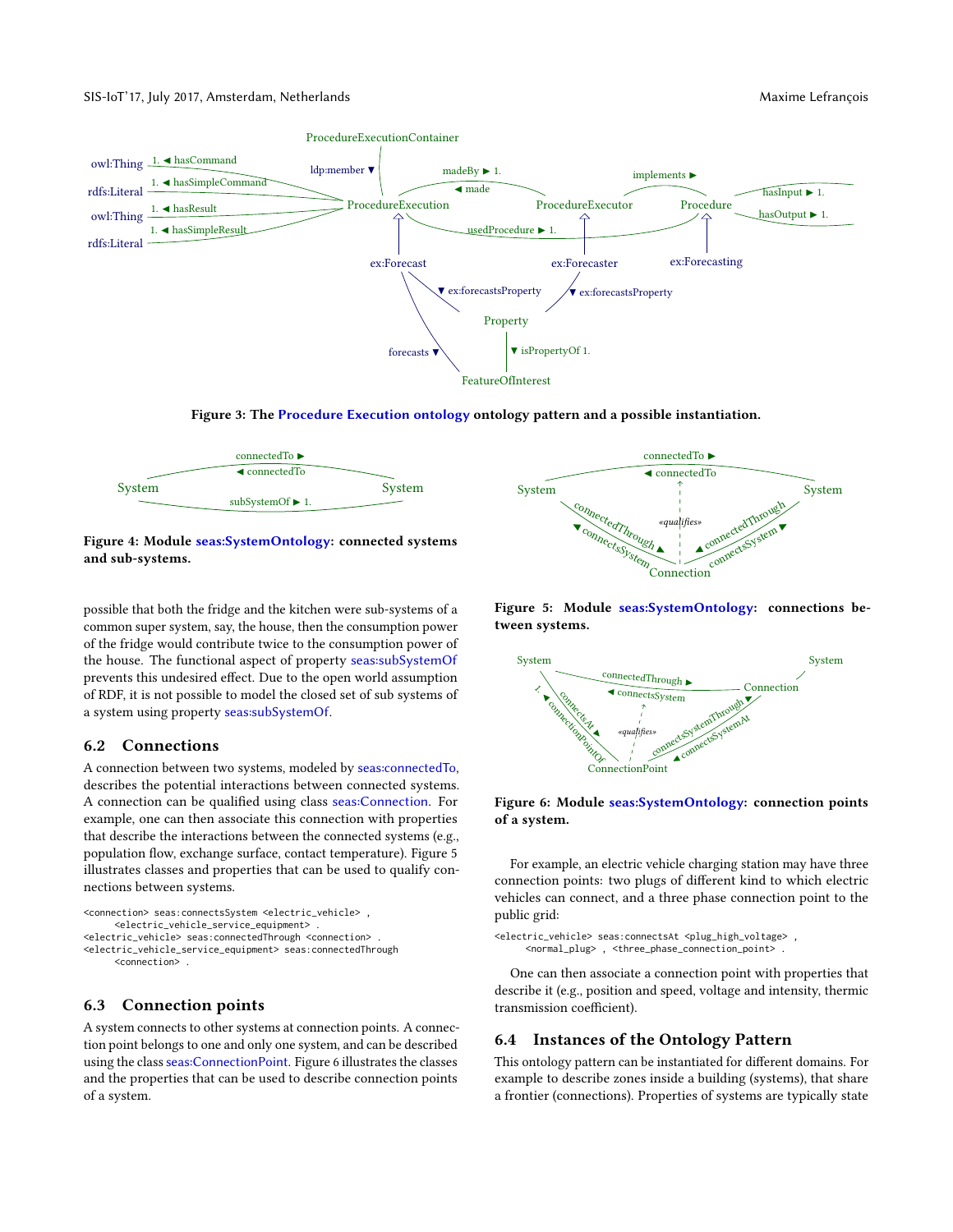Figure 3: The Procedure Execution ontology ontology pattern and a possible instantiation.

Figure 4: Module seas:SystemOntology: connected systems and sub-systems.

possible that both the fridge and the kitchen were sub-systems of a common super system, say, the house, then the consumption power of the fridge would contribute twice to the consumption power of the house. The functional aspect of property seas:subSystemOf prevents this undesired effect. Due to the open world assumption of RDF, it is not possible to model the closed set of sub systems of a system using property seas:subSystemOf.

## 6.2 Connections

A connection between two systems, modeled by seas:connectedTo, describes the potential interactions between connected systems. A connection can be qualified using class seas:Connection. For example, one can then associate this connection with properties that describe the interactions between the connected systems (e.g., population flow, exchange surface, contact temperature). Figure 5 illustrates classes and properties that can be used to qualify connections between systems.

```
<connection> seas:connectsSystem <electric_vehicle> ,
      <electric_vehicle_service_equipment> .
<electric_vehicle> seas:connectedThrough <connection> .
<electric_vehicle_service_equipment> seas:connectedThrough
      <connection> .
```

## 6.3 Connection points

A system connects to other systems at connection points. A connection point belongs to one and only one system, and can be described using the class seas:ConnectionPoint. Figure 6 illustrates the classes and the properties that can be used to describe connection points of a system.

Figure 5: Module seas:SystemOntology: connections between systems.

Figure 6: Module seas:SystemOntology: connection points of a system.

For example, an electric vehicle charging station may have three connection points: two plugs of different kind to which electric vehicles can connect, and a three phase connection point to the public grid:

```
<electric_vehicle> seas:connectsAt <plug_high_voltage> ,
     <normal_plug> , <three_phase_connection_point> .
```

One can then associate a connection point with properties that describe it (e.g., position and speed, voltage and intensity, thermic transmission coefficient).

## 6.4 Instances of the Ontology Pattern

This ontology pattern can be instantiated for different domains. For example to describe zones inside a building (systems), that share a frontier (connections). Properties of systems are typically state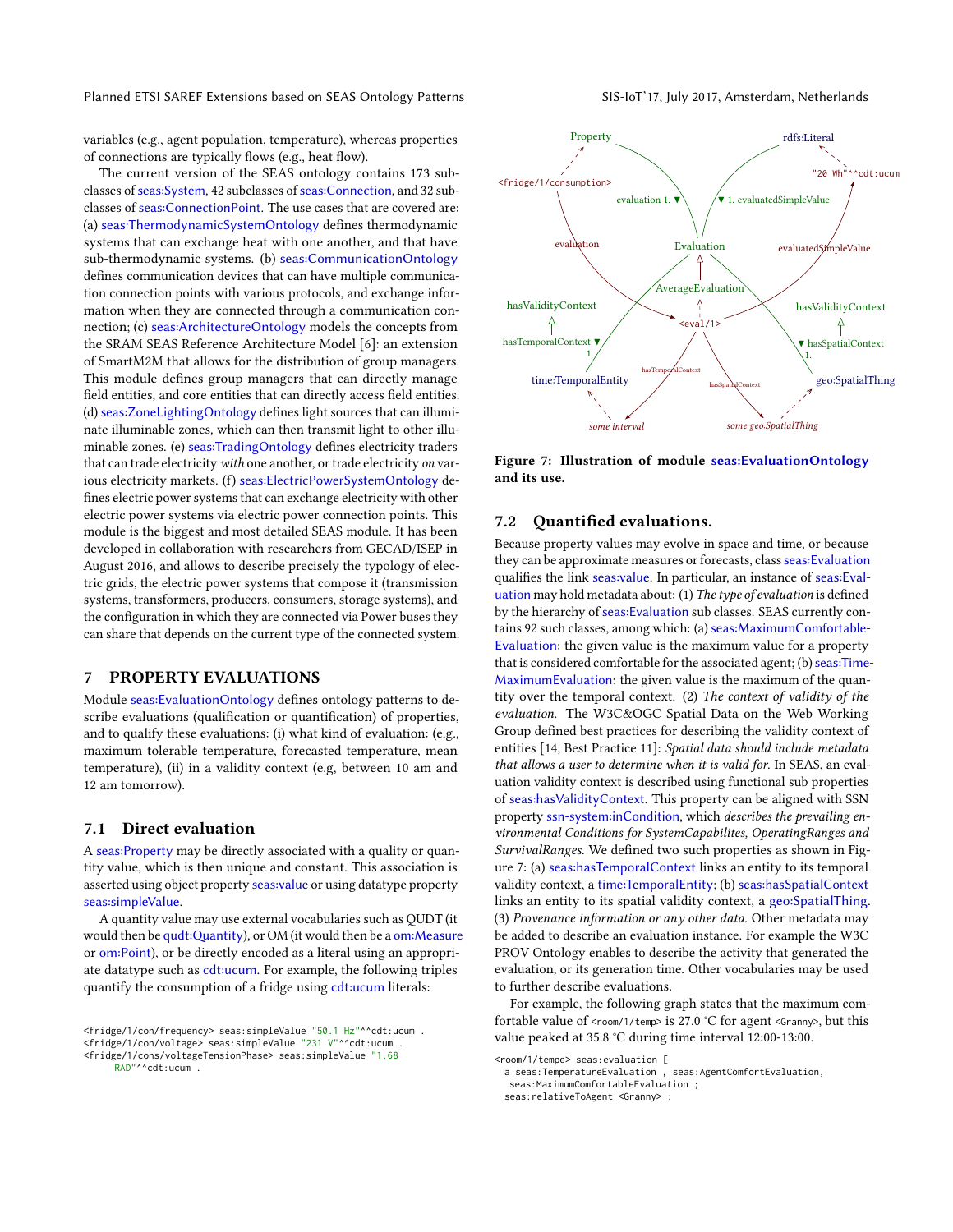variables (e.g., agent population, temperature), whereas properties of connections are typically flows (e.g., heat flow).

The current version of the SEAS ontology contains 173 subclasses of seas:System, 42 subclasses of seas:Connection, and 32 subclasses of seas:ConnectionPoint. The use cases that are covered are: (a) seas:ThermodynamicSystemOntology defines thermodynamic systems that can exchange heat with one another, and that have sub-thermodynamic systems. (b) seas:CommunicationOntology defines communication devices that can have multiple communication connection points with various protocols, and exchange information when they are connected through a communication connection; (c) seas:ArchitectureOntology models the concepts from the SRAM SEAS Reference Architecture Model [6]: an extension of SmartM2M that allows for the distribution of group managers. This module defines group managers that can directly manage field entities, and core entities that can directly access field entities. (d) seas:ZoneLightingOntology defines light sources that can illuminate illuminable zones, which can then transmit light to other illuminable zones. (e) seas:TradingOntology defines electricity traders that can trade electricity *with* one another, or trade electricity *on* various electricity markets. (f) seas:ElectricPowerSystemOntology defines electric power systems that can exchange electricity with other electric power systems via electric power connection points. This module is the biggest and most detailed SEAS module. It has been developed in collaboration with researchers from GECAD/ISEP in August 2016, and allows to describe precisely the typology of electric grids, the electric power systems that compose it (transmission systems, transformers, producers, consumers, storage systems), and the configuration in which they are connected via Power buses they can share that depends on the current type of the connected system.

## 7 PROPERTY EVALUATIONS

Module seas:EvaluationOntology defines ontology patterns to describe evaluations (qualification or quantification) of properties, and to qualify these evaluations: (i) what kind of evaluation: (e.g., maximum tolerable temperature, forecasted temperature, mean temperature), (ii) in a validity context (e.g, between 10 am and 12 am tomorrow).

### 7.1 Direct evaluation

A seas:Property may be directly associated with a quality or quantity value, which is then unique and constant. This association is asserted using object property seas:value or using datatype property seas:simpleValue.

A quantity value may use external vocabularies such as QUDT (it would then be qudt:Quantity), or OM (it would then be a om:Measure or om:Point), or be directly encoded as a literal using an appropriate datatype such as cdt:ucum. For example, the following triples quantify the consumption of a fridge using cdt:ucum literals:

```
<fridge/1/con/frequency> seas:simpleValue "50.1 Hz"^^cdt:ucum .
<fridge/1/con/voltage> seas:simpleValue "231 V"^^cdt:ucum .
<fridge/1/cons/voltageTensionPhase> seas:simpleValue "1.68
      RAD"^^cdt:ucum .
```

**Figure 7: Illustration of module seas:EvaluationOntology and its use.**

### 7.2 Quantified evaluations.

Because property values may evolve in space and time, or because they can be approximate measures or forecasts, class seas:Evaluation qualifies the link seas:value. In particular, an instance of seas:Evaluation may hold metadata about: (1) *The type of evaluation* is defined by the hierarchy of seas:Evaluation sub classes. SEAS currently contains 92 such classes, among which: (a) seas:MaximumComfortableEvaluation: the given value is the maximum value for a property that is considered comfortable for the associated agent; (b) seas:TimeMaximumEvaluation: the given value is the maximum of the quantity over the temporal context. (2) *The context of validity of the evaluation.* The W3C&OGC Spatial Data on the Web Working Group defined best practices for describing the validity context of entities [14, Best Practice 11]: *Spatial data should include metadata that allows a user to determine when it is valid for.* In SEAS, an evaluation validity context is described using functional sub properties of seas:hasValidityContext. This property can be aligned with SSN property ssn-system:inCondition, which *describes the prevailing environmental Conditions for SystemCapabilites, OperatingRanges and SurvivalRanges.* We defined two such properties as shown in Figure 7: (a) seas:hasTemporalContext links an entity to its temporal validity context, a time:TemporalEntity; (b) seas:hasSpatialContext links an entity to its spatial validity context, a geo:SpatialThing. (3) *Provenance information or any other data.* Other metadata may be added to describe an evaluation instance. For example the W3C PROV Ontology enables to describe the activity that generated the evaluation, or its generation time. Other vocabularies may be used to further describe evaluations.

For example, the following graph states that the maximum comfortable value of `<room/1/temp>` is 27.0 °C for agent `<Granny>`, but this value peaked at 35.8 °C during time interval 12:00-13:00.

```
<room/1/tempe> seas:evaluation [
  a seas:TemperatureEvaluation , seas:AgentComfortEvaluation,
   seas:MaximumComfortableEvaluation ;
  seas:relativeToAgent <Granny> ;
```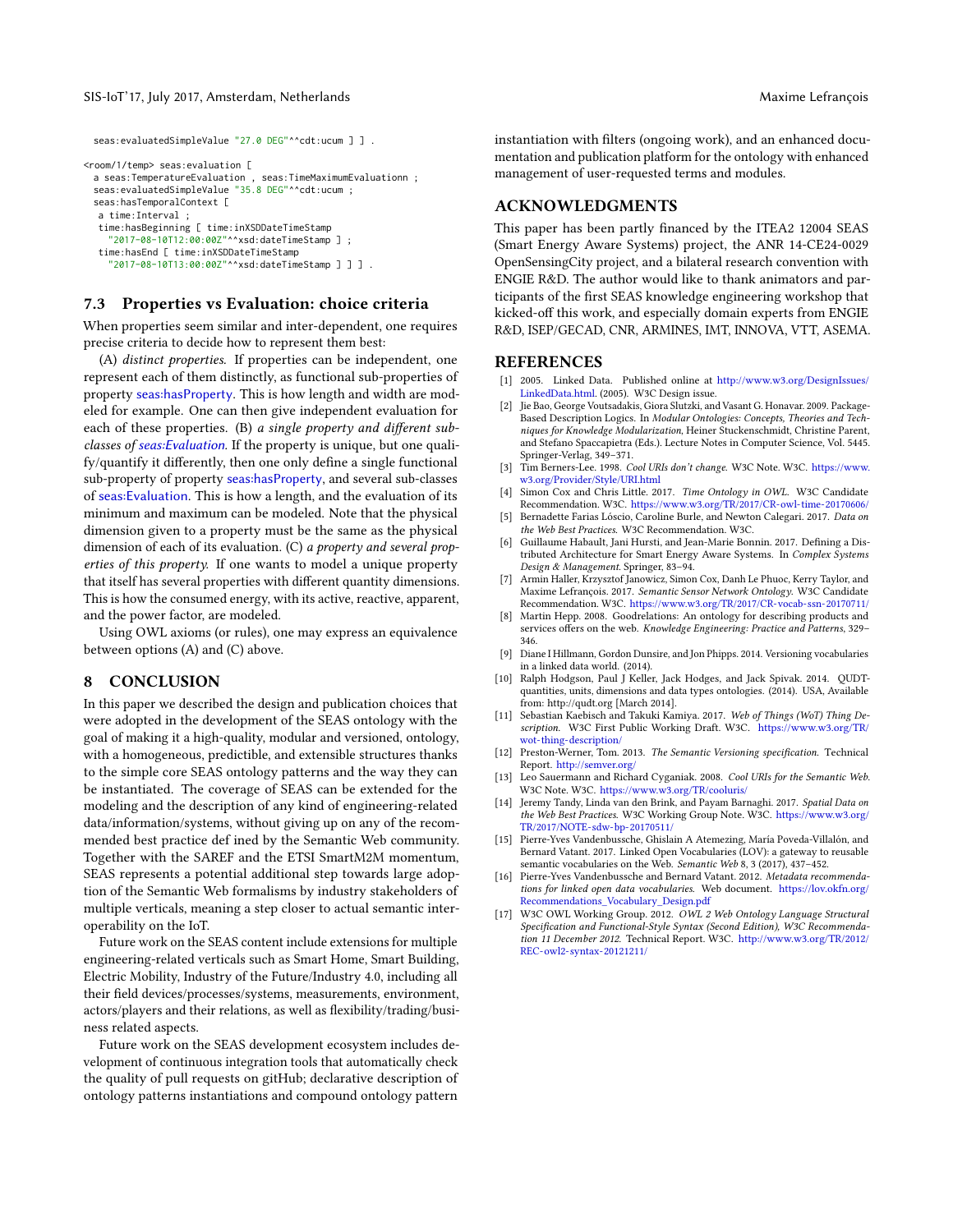```
  seas:evaluatedSimpleValue "27.0 DEG"^^cdt:ucum ] ] .

<room/1/temp> seas:evaluation [
  a seas:TemperatureEvaluation , seas:TimeMaximumEvaluationn ;
  seas:evaluatedSimpleValue "35.8 DEG"^^cdt:ucum ;
  seas:hasTemporalContext [
   a time:Interval ;
   time:hasBeginning [ time:inXSDDateTimeStamp
     "2017-08-10T12:00:00Z"^^xsd:dateTimeStamp ] ;
   time:hasEnd [ time:inXSDDateTimeStamp
     "2017-08-10T13:00:00Z"^^xsd:dateTimeStamp ] ] ] .
```

### 7.3 Properties vs Evaluation: choice criteria

When properties seem similar and inter-dependent, one requires precise criteria to decide how to represent them best:

(A) *distinct properties.* If properties can be independent, one represent each of them distinctly, as functional sub-properties of property seas:hasProperty. This is how length and width are modeled for example. One can then give independent evaluation for each of these properties. (B) *a single property and different subclasses of seas:Evaluation.* If the property is unique, but one qualify/quantify it differently, then one only define a single functional sub-property of property seas:hasProperty, and several sub-classes of seas:Evaluation. This is how a length, and the evaluation of its minimum and maximum can be modeled. Note that the physical dimension given to a property must be the same as the physical dimension of each of its evaluation. (C) *a property and several properties of this property.* If one wants to model a unique property that itself has several properties with different quantity dimensions. This is how the consumed energy, with its active, reactive, apparent, and the power factor, are modeled.

Using OWL axioms (or rules), one may express an equivalence between options (A) and (C) above.

## 8 CONCLUSION

In this paper we described the design and publication choices that were adopted in the development of the SEAS ontology with the goal of making it a high-quality, modular and versioned, ontology, with a homogeneous, predictible, and extensible structures thanks to the simple core SEAS ontology patterns and the way they can be instantiated. The coverage of SEAS can be extended for the modeling and the description of any kind of engineering-related data/information/systems, without giving up on any of the recommended best practice def ined by the Semantic Web community. Together with the SAREF and the ETSI SmartM2M momentum, SEAS represents a potential additional step towards large adoption of the Semantic Web formalisms by industry stakeholders of multiple verticals, meaning a step closer to actual semantic interoperability on the IoT.

Future work on the SEAS content include extensions for multiple engineering-related verticals such as Smart Home, Smart Building, Electric Mobility, Industry of the Future/Industry 4.0, including all their field devices/processes/systems, measurements, environment, actors/players and their relations, as well as flexibility/trading/business related aspects.

Future work on the SEAS development ecosystem includes development of continuous integration tools that automatically check the quality of pull requests on gitHub; declarative description of ontology patterns instantiations and compound ontology pattern instantiation with filters (ongoing work), and an enhanced documentation and publication platform for the ontology with enhanced management of user-requested terms and modules.

## ACKNOWLEDGMENTS

This paper has been partly financed by the ITEA2 12004 SEAS (Smart Energy Aware Systems) project, the ANR 14-CE24-0029 OpenSensingCity project, and a bilateral research convention with ENGIE R&D. The author would like to thank animators and participants of the first SEAS knowledge engineering workshop that kicked-off this work, and especially domain experts from ENGIE R&D, ISEP/GECAD, CNR, ARMINES, IMT, INNOVA, VTT, ASEMA.

## REFERENCES

[1] 2005. Linked Data. Published online at http://www.w3.org/DesignIssues/LinkedData.html. (2005). W3C Design issue.

[2] Jie Bao, George Voutsadakis, Giora Slutzki, and Vasant G. Honavar. 2009. Package-Based Description Logics. In *Modular Ontologies: Concepts, Theories and Techniques for Knowledge Modularization*, Heiner Stuckenschmidt, Christine Parent, and Stefano Spaccapietra (Eds.). Lecture Notes in Computer Science, Vol. 5445. Springer-Verlag, 349–371.

[3] Tim Berners-Lee. 1998. *Cool URIs don't change.* W3C Note. W3C. https://www.w3.org/Provider/Style/URI.html

[4] Simon Cox and Chris Little. 2017. *Time Ontology in OWL.* W3C Candidate Recommendation. W3C. https://www.w3.org/TR/2017/CR-owl-time-20170606/

[5] Bernadette Farias Lóscio, Caroline Burle, and Newton Calegari. 2017. *Data on the Web Best Practices.* W3C Recommendation. W3C.

[6] Guillaume Habault, Jani Hursti, and Jean-Marie Bonnin. 2017. Defining a Distributed Architecture for Smart Energy Aware Systems. In *Complex Systems Design & Management.* Springer, 83–94.

[7] Armin Haller, Krzysztof Janowicz, Simon Cox, Danh Le Phuoc, Kerry Taylor, and Maxime Lefrançois. 2017. *Semantic Sensor Network Ontology.* W3C Candidate Recommendation. W3C. https://www.w3.org/TR/2017/CR-vocab-ssn-20170711/

[8] Martin Hepp. 2008. Goodrelations: An ontology for describing products and services offers on the web. *Knowledge Engineering: Practice and Patterns*, 329–346.

[9] Diane I Hillmann, Gordon Dunsire, and Jon Phipps. 2014. Versioning vocabularies in a linked data world. (2014).

[10] Ralph Hodgson, Paul J Keller, Jack Hodges, and Jack Spivak. 2014. QUDT-quantities, units, dimensions and data types ontologies. (2014). USA, Available from: http://qudt.org [March 2014].

[11] Sebastian Kaebisch and Takuki Kamiya. 2017. *Web of Things (WoT) Thing Description.* W3C First Public Working Draft. W3C. https://www.w3.org/TR/wot-thing-description/

[12] Preston-Werner, Tom. 2013. *The Semantic Versioning specification.* Technical Report. http://semver.org/

[13] Leo Sauermann and Richard Cyganiak. 2008. *Cool URIs for the Semantic Web.* W3C Note. W3C. https://www.w3.org/TR/cooluris/

[14] Jeremy Tandy, Linda van den Brink, and Payam Barnaghi. 2017. *Spatial Data on the Web Best Practices.* W3C Working Group Note. W3C. https://www.w3.org/TR/2017/NOTE-sdw-bp-20170511/

[15] Pierre-Yves Vandenbussche, Ghislain A Atemezing, María Poveda-Villalón, and Bernard Vatant. 2017. Linked Open Vocabularies (LOV): a gateway to reusable semantic vocabularies on the Web. *Semantic Web* 8, 3 (2017), 437–452.

[16] Pierre-Yves Vandenbussche and Bernard Vatant. 2012. *Metadata recommendations for linked open data vocabularies.* Web document. https://lov.okfn.org/Recommendations_Vocabulary_Design.pdf

[17] W3C OWL Working Group. 2012. *OWL 2 Web Ontology Language Structural Specification and Functional-Style Syntax (Second Edition), W3C Recommendation 11 December 2012.* Technical Report. W3C. http://www.w3.org/TR/2012/REC-owl2-syntax-20121211/